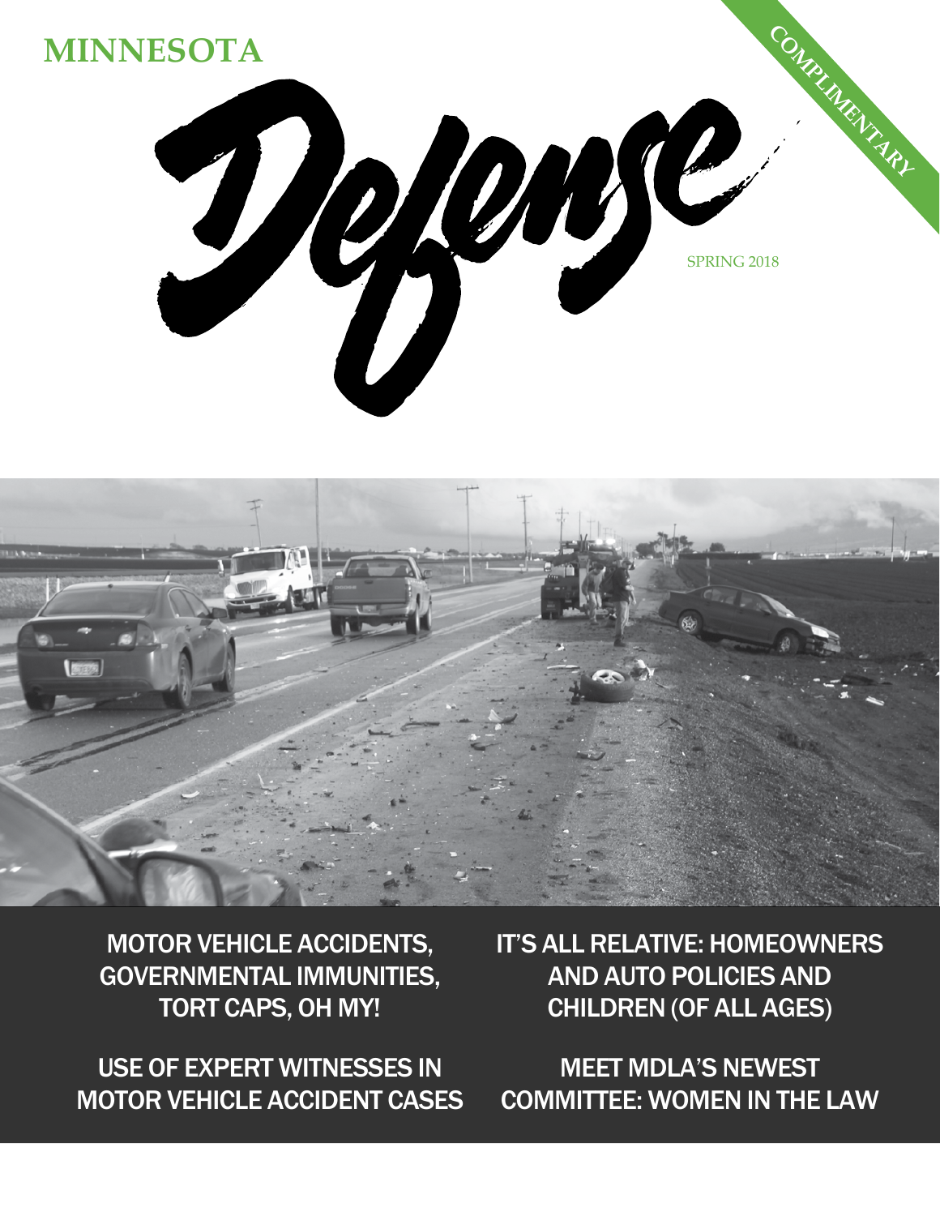MINNESOTA

# Defense

COMPLIMENTARY

SPRING 2018

MOTOR VEHICLE ACCIDENTS, GOVERNMENTAL IMMUNITIES, TORT CAPS, OH MY!

IT'S ALL RELATIVE: HOMEOWNERS AND AUTO POLICIES AND CHILDREN (OF ALL AGES)

USE OF EXPERT WITNESSES IN MOTOR VEHICLE ACCIDENT CASES

MEET MDLA'S NEWEST COMMITTEE: WOMEN IN THE LAW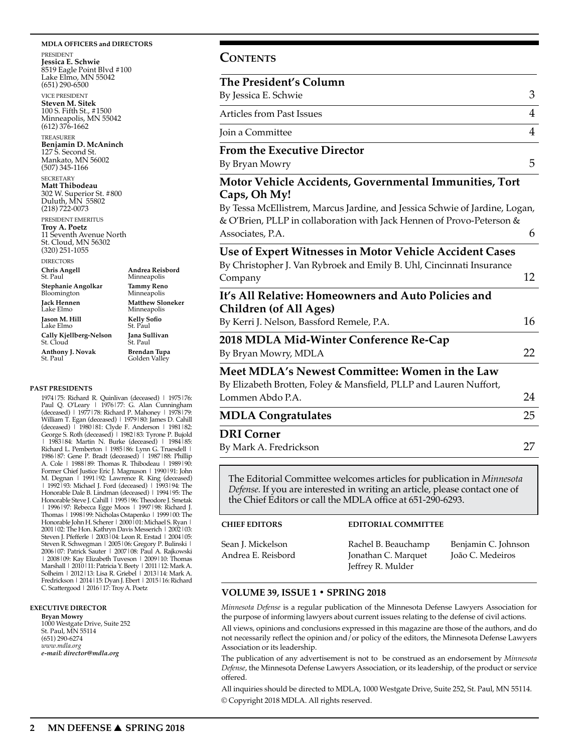**MDLA OFFICERS and DIRECTORS**

PRESIDENT
**Jessica E. Schwie**
8519 Eagle Point Blvd #100
Lake Elmo, MN 55042
(651) 290-6500

VICE PRESIDENT
**Steven M. Sitek**
100 S. Fifth St., #1500
Minneapolis, MN 55042
(612) 376-1662

TREASURER
**Benjamin D. McAninch**
127 S. Second St.
Mankato, MN 56002
(507) 345-1166

SECRETARY
**Matt Thibodeau**
302 W. Superior St. #800
Duluth, MN 55802
(218) 722-0073

PRESIDENT EMERITUS
**Troy A. Poetz**
11 Seventh Avenue North
St. Cloud, MN 56302
(320) 251-1055

DIRECTORS

**Chris Angell**
St. Paul

**Stephanie Angolkar**
Bloomington

**Jack Hennen**
Lake Elmo

**Jason M. Hill**
Lake Elmo

**Cally Kjellberg-Nelson**
St. Cloud

**Anthony J. Novak**
St. Paul

**Andrea Reisbord**
Minneapolis

**Tammy Reno**
Minneapolis

**Matthew Sloneker**
Minneapolis

**Kelly Sofio**
St. Paul

**Jana Sullivan**
St. Paul

**Brendan Tupa**
Golden Valley

**PAST PRESIDENTS**

1974|75: Richard R. Quinlivan (deceased) | 1975|76: Paul Q. O'Leary | 1976|77: G. Alan Cunningham (deceased) | 1977|78: Richard P. Mahoney | 1978|79: William T. Egan (deceased) | 1979|80: James D. Cahill (deceased) | 1980|81: Clyde F. Anderson | 1981|82: George S. Roth (deceased) | 1982|83: Tyrone P. Bujold | 1983|84: Martin N. Burke (deceased) | 1984|85: Richard L. Pemberton | 1985|86: Lynn G. Truesdell | 1986|87: Gene P. Bradt (deceased) | 1987|88: Phillip A. Cole | 1988|89: Thomas R. Thibodeau | 1989|90: Former Chief Justice Eric J. Magnuson | 1990|91: John M. Degnan | 1991|92: Lawrence R. King (deceased) | 1992|93: Michael J. Ford (deceased) | 1993|94: The Honorable Dale B. Lindman (deceased) | 1994|95: The Honorable Steve J. Cahill | 1995|96: Theodore J. Smetak | 1996|97: Rebecca Egge Moos | 1997|98: Richard J. Thomas | 1998|99: Nicholas Ostapenko | 1999|00: The Honorable John H. Scherer | 2000|01: Michael S. Ryan | 2001|02: The Hon. Kathryn Davis Messerich | 2002|03: Steven J. Pfefferle | 2003|04: Leon R. Erstad | 2004|05: Steven R. Schwegman | 2005|06: Gregory P. Bulinski | 2006|07: Patrick Sauter | 2007|08: Paul A. Rajkowski | 2008|09: Kay Elizabeth Tuveson | 2009|10: Thomas Marshall | 2010|11: Patricia Y. Beety | 2011|12: Mark A. Solheim | 2012|13: Lisa R. Griebel | 2013|14: Mark A. Fredrickson | 2014|15: Dyan J. Ebert | 2015|16: Richard C. Scattergood | 2016|17: Troy A. Poetz

**EXECUTIVE DIRECTOR**

**Bryan Mowry**
1000 Westgate Drive, Suite 252
St. Paul, MN 55114
(651) 290-6274
*www.mdla.org*
***e-mail: director@mdla.org***

# CONTENTS

| | |
|---|---|
| **The President's Column**<br>By Jessica E. Schwie | 3 |
| Articles from Past Issues | 4 |
| Join a Committee | 4 |
| **From the Executive Director**<br>By Bryan Mowry | 5 |
| **Motor Vehicle Accidents, Governmental Immunities, Tort Caps, Oh My!**<br>By Tessa McEllistrem, Marcus Jardine, and Jessica Schwie of Jardine, Logan, & O'Brien, PLLP in collaboration with Jack Hennen of Provo-Peterson & Associates, P.A. | 6 |
| **Use of Expert Witnesses in Motor Vehicle Accident Cases**<br>By Christopher J. Van Rybroek and Emily B. Uhl, Cincinnati Insurance Company | 12 |
| **It's All Relative: Homeowners and Auto Policies and Children (of All Ages)**<br>By Kerri J. Nelson, Bassford Remele, P.A. | 16 |
| **2018 MDLA Mid-Winter Conference Re-Cap**<br>By Bryan Mowry, MDLA | 22 |
| **Meet MDLA's Newest Committee: Women in the Law**<br>By Elizabeth Brotten, Foley & Mansfield, PLLP and Lauren Nuffort, Lommen Abdo P.A. | 24 |
| **MDLA Congratulates** | 25 |
| **DRI Corner**<br>By Mark A. Fredrickson | 27 |

The Editorial Committee welcomes articles for publication in *Minnesota Defense*. If you are interested in writing an article, please contact one of the Chief Editors or call the MDLA office at 651-290-6293.

**CHIEF EDITORS**

Sean J. Mickelson
Andrea E. Reisbord

**EDITORIAL COMMITTEE**

Rachel B. Beauchamp
Jonathan C. Marquet
Jeffrey R. Mulder
Benjamin C. Johnson
João C. Medeiros

**VOLUME 39, ISSUE 1 • SPRING 2018**

*Minnesota Defense* is a regular publication of the Minnesota Defense Lawyers Association for the purpose of informing lawyers about current issues relating to the defense of civil actions.

All views, opinions and conclusions expressed in this magazine are those of the authors, and do not necessarily reflect the opinion and/or policy of the editors, the Minnesota Defense Lawyers Association or its leadership.

The publication of any advertisement is not to be construed as an endorsement by *Minnesota Defense*, the Minnesota Defense Lawyers Association, or its leadership, of the product or service offered.

All inquiries should be directed to MDLA, 1000 Westgate Drive, Suite 252, St. Paul, MN 55114.

© Copyright 2018 MDLA. All rights reserved.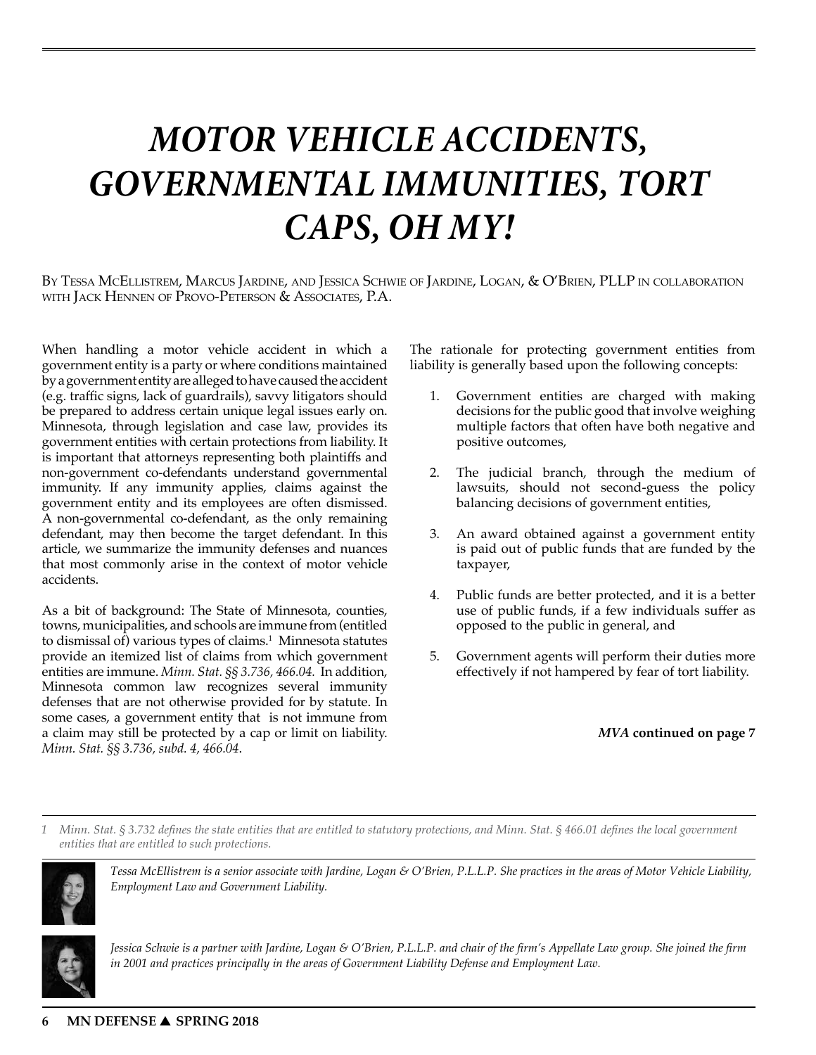# *MOTOR VEHICLE ACCIDENTS, GOVERNMENTAL IMMUNITIES, TORT CAPS, OH MY!*

By Tessa McEllistrem, Marcus Jardine, and Jessica Schwie of Jardine, Logan, & O'Brien, PLLP in collaboration with Jack Hennen of Provo-Peterson & Associates, P.A.

When handling a motor vehicle accident in which a government entity is a party or where conditions maintained by a government entity are alleged to have caused the accident (e.g. traffic signs, lack of guardrails), savvy litigators should be prepared to address certain unique legal issues early on. Minnesota, through legislation and case law, provides its government entities with certain protections from liability. It is important that attorneys representing both plaintiffs and non-government co-defendants understand governmental immunity. If any immunity applies, claims against the government entity and its employees are often dismissed. A non-governmental co-defendant, as the only remaining defendant, may then become the target defendant. In this article, we summarize the immunity defenses and nuances that most commonly arise in the context of motor vehicle accidents.

As a bit of background: The State of Minnesota, counties, towns, municipalities, and schools are immune from (entitled to dismissal of) various types of claims.[1] Minnesota statutes provide an itemized list of claims from which government entities are immune. *Minn. Stat. §§ 3.736, 466.04.* In addition, Minnesota common law recognizes several immunity defenses that are not otherwise provided for by statute. In some cases, a government entity that is not immune from a claim may still be protected by a cap or limit on liability. *Minn. Stat. §§ 3.736, subd. 4, 466.04.*

The rationale for protecting government entities from liability is generally based upon the following concepts:

1. Government entities are charged with making decisions for the public good that involve weighing multiple factors that often have both negative and positive outcomes,
2. The judicial branch, through the medium of lawsuits, should not second-guess the policy balancing decisions of government entities,
3. An award obtained against a government entity is paid out of public funds that are funded by the taxpayer,
4. Public funds are better protected, and it is a better use of public funds, if a few individuals suffer as opposed to the public in general, and
5. Government agents will perform their duties more effectively if not hampered by fear of tort liability.

***MVA* continued on page 7**

---

1 *Minn. Stat. § 3.732 defines the state entities that are entitled to statutory protections, and Minn. Stat. § 466.01 defines the local government entities that are entitled to such protections.*

*Tessa McEllistrem is a senior associate with Jardine, Logan & O'Brien, P.L.L.P. She practices in the areas of Motor Vehicle Liability, Employment Law and Government Liability.*

*Jessica Schwie is a partner with Jardine, Logan & O'Brien, P.L.L.P. and chair of the firm's Appellate Law group. She joined the firm in 2001 and practices principally in the areas of Government Liability Defense and Employment Law.*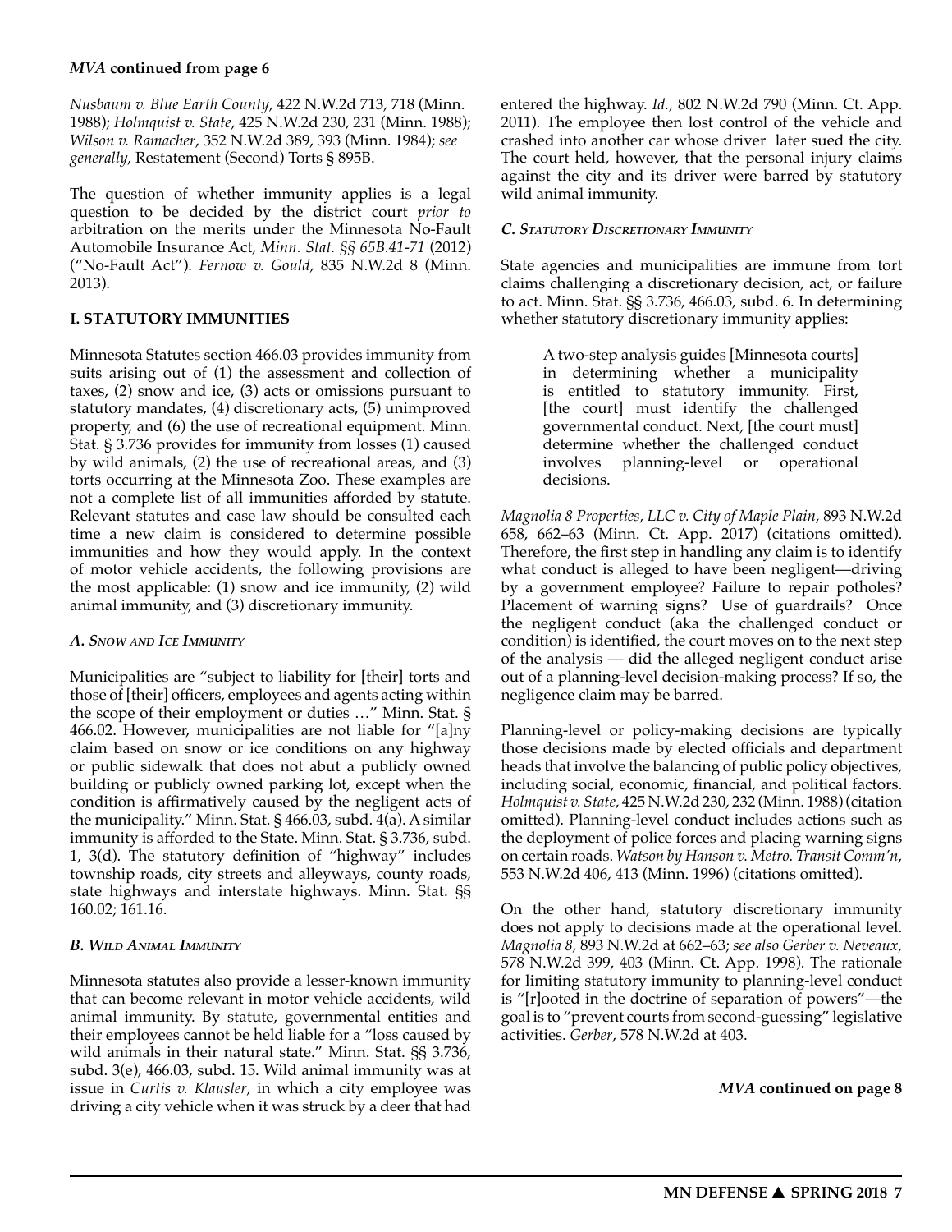***MVA* continued from page 6**

*Nusbaum v. Blue Earth County*, 422 N.W.2d 713, 718 (Minn. 1988); *Holmquist v. State*, 425 N.W.2d 230, 231 (Minn. 1988); *Wilson v. Ramacher*, 352 N.W.2d 389, 393 (Minn. 1984); *see generally*, Restatement (Second) Torts § 895B.

The question of whether immunity applies is a legal question to be decided by the district court *prior to* arbitration on the merits under the Minnesota No-Fault Automobile Insurance Act, *Minn. Stat. §§ 65B.41-71* (2012) ("No-Fault Act"). *Fernow v. Gould*, 835 N.W.2d 8 (Minn. 2013).

## I. STATUTORY IMMUNITIES

Minnesota Statutes section 466.03 provides immunity from suits arising out of (1) the assessment and collection of taxes, (2) snow and ice, (3) acts or omissions pursuant to statutory mandates, (4) discretionary acts, (5) unimproved property, and (6) the use of recreational equipment. Minn. Stat. § 3.736 provides for immunity from losses (1) caused by wild animals, (2) the use of recreational areas, and (3) torts occurring at the Minnesota Zoo. These examples are not a complete list of all immunities afforded by statute. Relevant statutes and case law should be consulted each time a new claim is considered to determine possible immunities and how they would apply. In the context of motor vehicle accidents, the following provisions are the most applicable: (1) snow and ice immunity, (2) wild animal immunity, and (3) discretionary immunity.

### *A. Snow and Ice Immunity*

Municipalities are "subject to liability for [their] torts and those of [their] officers, employees and agents acting within the scope of their employment or duties …" Minn. Stat. § 466.02. However, municipalities are not liable for "[a]ny claim based on snow or ice conditions on any highway or public sidewalk that does not abut a publicly owned building or publicly owned parking lot, except when the condition is affirmatively caused by the negligent acts of the municipality." Minn. Stat. § 466.03, subd. 4(a). A similar immunity is afforded to the State. Minn. Stat. § 3.736, subd. 1, 3(d). The statutory definition of "highway" includes township roads, city streets and alleyways, county roads, state highways and interstate highways. Minn. Stat. §§ 160.02; 161.16.

### *B. Wild Animal Immunity*

Minnesota statutes also provide a lesser-known immunity that can become relevant in motor vehicle accidents, wild animal immunity. By statute, governmental entities and their employees cannot be held liable for a "loss caused by wild animals in their natural state." Minn. Stat. §§ 3.736, subd. 3(e), 466.03, subd. 15. Wild animal immunity was at issue in *Curtis v. Klausler*, in which a city employee was driving a city vehicle when it was struck by a deer that had entered the highway. *Id.,* 802 N.W.2d 790 (Minn. Ct. App. 2011). The employee then lost control of the vehicle and crashed into another car whose driver later sued the city. The court held, however, that the personal injury claims against the city and its driver were barred by statutory wild animal immunity.

### *C. Statutory Discretionary Immunity*

State agencies and municipalities are immune from tort claims challenging a discretionary decision, act, or failure to act. Minn. Stat. §§ 3.736, 466.03, subd. 6. In determining whether statutory discretionary immunity applies:

> A two-step analysis guides [Minnesota courts] in determining whether a municipality is entitled to statutory immunity. First, [the court] must identify the challenged governmental conduct. Next, [the court must] determine whether the challenged conduct involves planning-level or operational decisions.

*Magnolia 8 Properties, LLC v. City of Maple Plain*, 893 N.W.2d 658, 662–63 (Minn. Ct. App. 2017) (citations omitted). Therefore, the first step in handling any claim is to identify what conduct is alleged to have been negligent—driving by a government employee? Failure to repair potholes? Placement of warning signs? Use of guardrails? Once the negligent conduct (aka the challenged conduct or condition) is identified, the court moves on to the next step of the analysis — did the alleged negligent conduct arise out of a planning-level decision-making process? If so, the negligence claim may be barred.

Planning-level or policy-making decisions are typically those decisions made by elected officials and department heads that involve the balancing of public policy objectives, including social, economic, financial, and political factors. *Holmquist v. State*, 425 N.W.2d 230, 232 (Minn. 1988) (citation omitted). Planning-level conduct includes actions such as the deployment of police forces and placing warning signs on certain roads. *Watson by Hanson v. Metro. Transit Comm'n*, 553 N.W.2d 406, 413 (Minn. 1996) (citations omitted).

On the other hand, statutory discretionary immunity does not apply to decisions made at the operational level. *Magnolia 8*, 893 N.W.2d at 662–63; *see also Gerber v. Neveaux,* 578 N.W.2d 399, 403 (Minn. Ct. App. 1998). The rationale for limiting statutory immunity to planning-level conduct is "[r]ooted in the doctrine of separation of powers"—the goal is to "prevent courts from second-guessing" legislative activities. *Gerber*, 578 N.W.2d at 403.

***MVA* continued on page 8**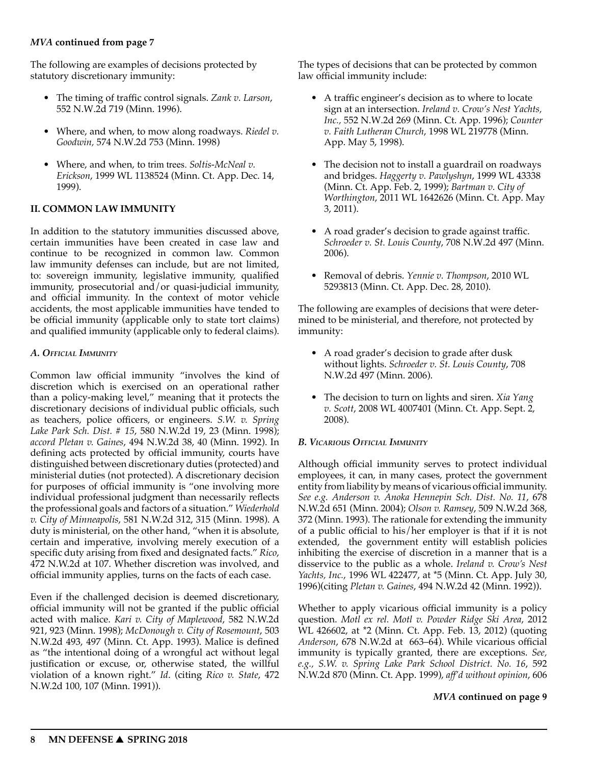***MVA* continued from page 7**

The following are examples of decisions protected by statutory discretionary immunity:

- The timing of traffic control signals. *Zank v. Larson*, 552 N.W.2d 719 (Minn. 1996).
- Where, and when, to mow along roadways. *Riedel v. Goodwin,* 574 N.W.2d 753 (Minn. 1998)
- Where, and when, to trim trees. *Soltis-McNeal v. Erickson*, 1999 WL 1138524 (Minn. Ct. App. Dec. 14, 1999).

## II. COMMON LAW IMMUNITY

In addition to the statutory immunities discussed above, certain immunities have been created in case law and continue to be recognized in common law. Common law immunity defenses can include, but are not limited, to: sovereign immunity, legislative immunity, qualified immunity, prosecutorial and/or quasi-judicial immunity, and official immunity. In the context of motor vehicle accidents, the most applicable immunities have tended to be official immunity (applicable only to state tort claims) and qualified immunity (applicable only to federal claims).

### *A. Official Immunity*

Common law official immunity "involves the kind of discretion which is exercised on an operational rather than a policy-making level," meaning that it protects the discretionary decisions of individual public officials, such as teachers, police officers, or engineers. *S.W. v. Spring Lake Park Sch. Dist. # 15*, 580 N.W.2d 19, 23 (Minn. 1998); *accord Pletan v. Gaines*, 494 N.W.2d 38, 40 (Minn. 1992). In defining acts protected by official immunity, courts have distinguished between discretionary duties (protected) and ministerial duties (not protected). A discretionary decision for purposes of official immunity is "one involving more individual professional judgment than necessarily reflects the professional goals and factors of a situation." *Wiederhold v. City of Minneapolis*, 581 N.W.2d 312, 315 (Minn. 1998). A duty is ministerial, on the other hand, "when it is absolute, certain and imperative, involving merely execution of a specific duty arising from fixed and designated facts." *Rico*, 472 N.W.2d at 107. Whether discretion was involved, and official immunity applies, turns on the facts of each case.

Even if the challenged decision is deemed discretionary, official immunity will not be granted if the public official acted with malice. *Kari v. City of Maplewood*, 582 N.W.2d 921, 923 (Minn. 1998); *McDonough v. City of Rosemount*, 503 N.W.2d 493, 497 (Minn. Ct. App. 1993). Malice is defined as "the intentional doing of a wrongful act without legal justification or excuse, or, otherwise stated, the willful violation of a known right." *Id*. (citing *Rico v. State*, 472 N.W.2d 100, 107 (Minn. 1991)).

The types of decisions that can be protected by common law official immunity include:

- A traffic engineer's decision as to where to locate sign at an intersection. *Ireland v. Crow's Nest Yachts, Inc.,* 552 N.W.2d 269 (Minn. Ct. App. 1996); *Counter v. Faith Lutheran Church*, 1998 WL 219778 (Minn. App. May 5, 1998).
- The decision not to install a guardrail on roadways and bridges. *Haggerty v. Pawlyshyn*, 1999 WL 43338 (Minn. Ct. App. Feb. 2, 1999); *Bartman v. City of Worthington*, 2011 WL 1642626 (Minn. Ct. App. May 3, 2011).
- A road grader's decision to grade against traffic. *Schroeder v. St. Louis County*, 708 N.W.2d 497 (Minn. 2006).
- Removal of debris. *Yennie v. Thompson*, 2010 WL 5293813 (Minn. Ct. App. Dec. 28, 2010).

The following are examples of decisions that were determined to be ministerial, and therefore, not protected by immunity:

- A road grader's decision to grade after dusk without lights. *Schroeder v. St. Louis County*, 708 N.W.2d 497 (Minn. 2006).
- The decision to turn on lights and siren. *Xia Yang v. Scott*, 2008 WL 4007401 (Minn. Ct. App. Sept. 2, 2008).

### *B. Vicarious Official Immunity*

Although official immunity serves to protect individual employees, it can, in many cases, protect the government entity from liability by means of vicarious official immunity. *See e.g. Anderson v. Anoka Hennepin Sch. Dist. No. 11*, 678 N.W.2d 651 (Minn. 2004); *Olson v. Ramsey*, 509 N.W.2d 368, 372 (Minn. 1993). The rationale for extending the immunity of a public official to his/her employer is that if it is not extended, the government entity will establish policies inhibiting the exercise of discretion in a manner that is a disservice to the public as a whole. *Ireland v. Crow's Nest Yachts, Inc.*, 1996 WL 422477, at *5 (Minn. Ct. App. July 30, 1996)(citing *Pletan v. Gaines*, 494 N.W.2d 42 (Minn. 1992)).

Whether to apply vicarious official immunity is a policy question. *Motl ex rel. Motl v. Powder Ridge Ski Area*, 2012 WL 426602, at *2 (Minn. Ct. App. Feb. 13, 2012) (quoting *Anderson*, 678 N.W.2d at 663–64). While vicarious official immunity is typically granted, there are exceptions. *See, e.g., S.W. v. Spring Lake Park School District. No. 16*, 592 N.W.2d 870 (Minn. Ct. App. 1999), *aff'd without opinion*, 606

***MVA* continued on page 9**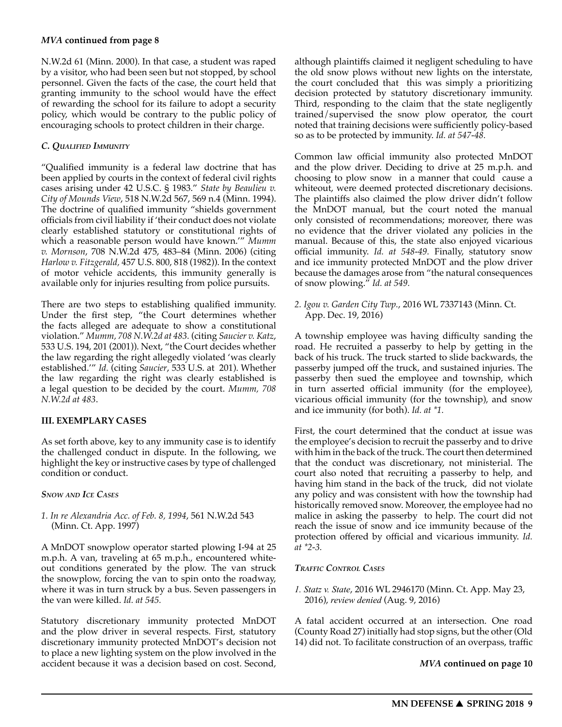**MVA continued from page 8**

N.W.2d 61 (Minn. 2000). In that case, a student was raped by a visitor, who had been seen but not stopped, by school personnel. Given the facts of the case, the court held that granting immunity to the school would have the effect of rewarding the school for its failure to adopt a security policy, which would be contrary to the public policy of encouraging schools to protect children in their charge.

### *C. Qualified Immunity*

"Qualified immunity is a federal law doctrine that has been applied by courts in the context of federal civil rights cases arising under 42 U.S.C. § 1983." *State by Beaulieu v. City of Mounds View*, 518 N.W.2d 567, 569 n.4 (Minn. 1994). The doctrine of qualified immunity "shields government officials from civil liability if 'their conduct does not violate clearly established statutory or constitutional rights of which a reasonable person would have known.'" *Mumm v. Mornson*, 708 N.W.2d 475, 483–84 (Minn. 2006) (citing *Harlow v. Fitzgerald*, 457 U.S. 800, 818 (1982)). In the context of motor vehicle accidents, this immunity generally is available only for injuries resulting from police pursuits.

There are two steps to establishing qualified immunity. Under the first step, "the Court determines whether the facts alleged are adequate to show a constitutional violation." *Mumm, 708 N.W.2d at 483.* (citing *Saucier v. Katz*, 533 U.S. 194, 201 (2001)). Next, "the Court decides whether the law regarding the right allegedly violated 'was clearly established.'" *Id.* (citing *Saucier*, 533 U.S. at 201). Whether the law regarding the right was clearly established is a legal question to be decided by the court. *Mumm, 708 N.W.2d at 483*.

## III. EXEMPLARY CASES

As set forth above, key to any immunity case is to identify the challenged conduct in dispute. In the following, we highlight the key or instructive cases by type of challenged condition or conduct.

### *Snow and Ice Cases*

*1. In re Alexandria Acc. of Feb. 8, 1994*, 561 N.W.2d 543 (Minn. Ct. App. 1997)

A MnDOT snowplow operator started plowing I-94 at 25 m.p.h. A van, traveling at 65 m.p.h., encountered white-out conditions generated by the plow. The van struck the snowplow, forcing the van to spin onto the roadway, where it was in turn struck by a bus. Seven passengers in the van were killed. *Id. at 545.*

Statutory discretionary immunity protected MnDOT and the plow driver in several respects. First, statutory discretionary immunity protected MnDOT's decision not to place a new lighting system on the plow involved in the accident because it was a decision based on cost. Second, although plaintiffs claimed it negligent scheduling to have the old snow plows without new lights on the interstate, the court concluded that this was simply a prioritizing decision protected by statutory discretionary immunity. Third, responding to the claim that the state negligently trained/supervised the snow plow operator, the court noted that training decisions were sufficiently policy-based so as to be protected by immunity. *Id. at 547-48.*

Common law official immunity also protected MnDOT and the plow driver. Deciding to drive at 25 m.p.h. and choosing to plow snow in a manner that could cause a whiteout, were deemed protected discretionary decisions. The plaintiffs also claimed the plow driver didn't follow the MnDOT manual, but the court noted the manual only consisted of recommendations; moreover, there was no evidence that the driver violated any policies in the manual. Because of this, the state also enjoyed vicarious official immunity. *Id. at 548-49.* Finally, statutory snow and ice immunity protected MnDOT and the plow driver because the damages arose from "the natural consequences of snow plowing." *Id. at 549.*

*2. Igou v. Garden City Twp.*, 2016 WL 7337143 (Minn. Ct. App. Dec. 19, 2016)

A township employee was having difficulty sanding the road. He recruited a passerby to help by getting in the back of his truck. The truck started to slide backwards, the passerby jumped off the truck, and sustained injuries. The passerby then sued the employee and township, which in turn asserted official immunity (for the employee), vicarious official immunity (for the township), and snow and ice immunity (for both). *Id. at \*1.*

First, the court determined that the conduct at issue was the employee's decision to recruit the passerby and to drive with him in the back of the truck. The court then determined that the conduct was discretionary, not ministerial. The court also noted that recruiting a passerby to help, and having him stand in the back of the truck, did not violate any policy and was consistent with how the township had historically removed snow. Moreover, the employee had no malice in asking the passerby to help. The court did not reach the issue of snow and ice immunity because of the protection offered by official and vicarious immunity. *Id. at \*2-3.*

### *Traffic Control Cases*

*1. Statz v. State*, 2016 WL 2946170 (Minn. Ct. App. May 23, 2016), *review denied* (Aug. 9, 2016)

A fatal accident occurred at an intersection. One road (County Road 27) initially had stop signs, but the other (Old 14) did not. To facilitate construction of an overpass, traffic

**MVA continued on page 10**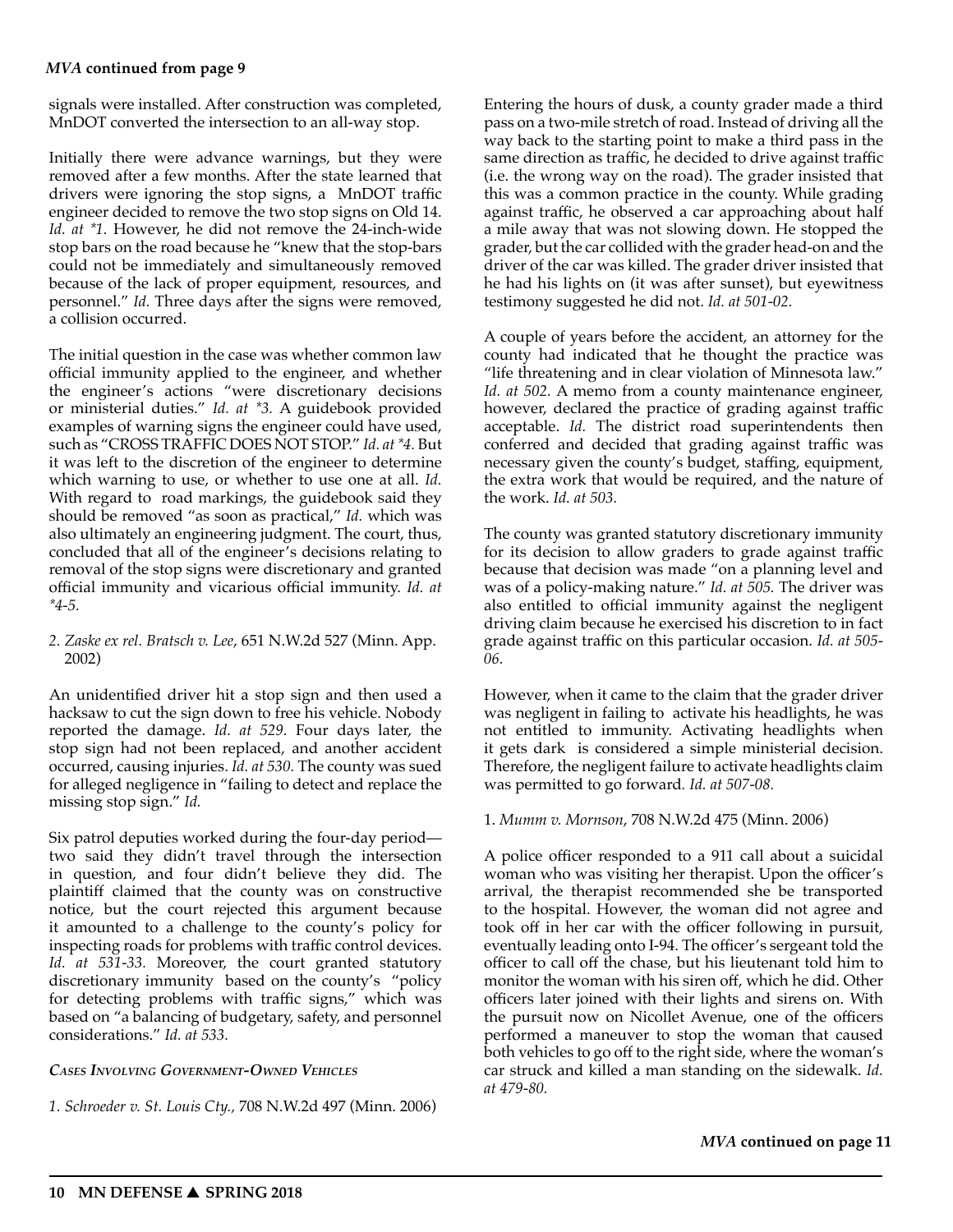*MVA* **continued from page 9**

signals were installed. After construction was completed, MnDOT converted the intersection to an all-way stop.

Initially there were advance warnings, but they were removed after a few months. After the state learned that drivers were ignoring the stop signs, a MnDOT traffic engineer decided to remove the two stop signs on Old 14. *Id. at \*1.* However, he did not remove the 24-inch-wide stop bars on the road because he "knew that the stop-bars could not be immediately and simultaneously removed because of the lack of proper equipment, resources, and personnel." *Id.* Three days after the signs were removed, a collision occurred.

The initial question in the case was whether common law official immunity applied to the engineer, and whether the engineer's actions "were discretionary decisions or ministerial duties." *Id. at \*3.* A guidebook provided examples of warning signs the engineer could have used, such as "CROSS TRAFFIC DOES NOT STOP." *Id. at \*4.* But it was left to the discretion of the engineer to determine which warning to use, or whether to use one at all. *Id.* With regard to road markings, the guidebook said they should be removed "as soon as practical," *Id.* which was also ultimately an engineering judgment. The court, thus, concluded that all of the engineer's decisions relating to removal of the stop signs were discretionary and granted official immunity and vicarious official immunity. *Id. at \*4-5.*

2. *Zaske ex rel. Bratsch v. Lee*, 651 N.W.2d 527 (Minn. App. 2002)

An unidentified driver hit a stop sign and then used a hacksaw to cut the sign down to free his vehicle. Nobody reported the damage. *Id. at 529.* Four days later, the stop sign had not been replaced, and another accident occurred, causing injuries. *Id. at 530.* The county was sued for alleged negligence in "failing to detect and replace the missing stop sign." *Id.*

Six patrol deputies worked during the four-day period—two said they didn't travel through the intersection in question, and four didn't believe they did. The plaintiff claimed that the county was on constructive notice, but the court rejected this argument because it amounted to a challenge to the county's policy for inspecting roads for problems with traffic control devices. *Id. at 531-33.* Moreover, the court granted statutory discretionary immunity based on the county's "policy for detecting problems with traffic signs," which was based on "a balancing of budgetary, safety, and personnel considerations." *Id. at 533.*

### *Cases Involving Government-Owned Vehicles*

1. *Schroeder v. St. Louis Cty.*, 708 N.W.2d 497 (Minn. 2006)

Entering the hours of dusk, a county grader made a third pass on a two-mile stretch of road. Instead of driving all the way back to the starting point to make a third pass in the same direction as traffic, he decided to drive against traffic (i.e. the wrong way on the road). The grader insisted that this was a common practice in the county. While grading against traffic, he observed a car approaching about half a mile away that was not slowing down. He stopped the grader, but the car collided with the grader head-on and the driver of the car was killed. The grader driver insisted that he had his lights on (it was after sunset), but eyewitness testimony suggested he did not. *Id. at 501-02.*

A couple of years before the accident, an attorney for the county had indicated that he thought the practice was "life threatening and in clear violation of Minnesota law." *Id. at 502.* A memo from a county maintenance engineer, however, declared the practice of grading against traffic acceptable. *Id.* The district road superintendents then conferred and decided that grading against traffic was necessary given the county's budget, staffing, equipment, the extra work that would be required, and the nature of the work. *Id. at 503.*

The county was granted statutory discretionary immunity for its decision to allow graders to grade against traffic because that decision was made "on a planning level and was of a policy-making nature." *Id. at 505.* The driver was also entitled to official immunity against the negligent driving claim because he exercised his discretion to in fact grade against traffic on this particular occasion. *Id. at 505-06.*

However, when it came to the claim that the grader driver was negligent in failing to activate his headlights, he was not entitled to immunity. Activating headlights when it gets dark is considered a simple ministerial decision. Therefore, the negligent failure to activate headlights claim was permitted to go forward. *Id. at 507-08.*

1. *Mumm v. Mornson*, 708 N.W.2d 475 (Minn. 2006)

A police officer responded to a 911 call about a suicidal woman who was visiting her therapist. Upon the officer's arrival, the therapist recommended she be transported to the hospital. However, the woman did not agree and took off in her car with the officer following in pursuit, eventually leading onto I-94. The officer's sergeant told the officer to call off the chase, but his lieutenant told him to monitor the woman with his siren off, which he did. Other officers later joined with their lights and sirens on. With the pursuit now on Nicollet Avenue, one of the officers performed a maneuver to stop the woman that caused both vehicles to go off to the right side, where the woman's car struck and killed a man standing on the sidewalk. *Id. at 479-80.*

*MVA* **continued on page 11**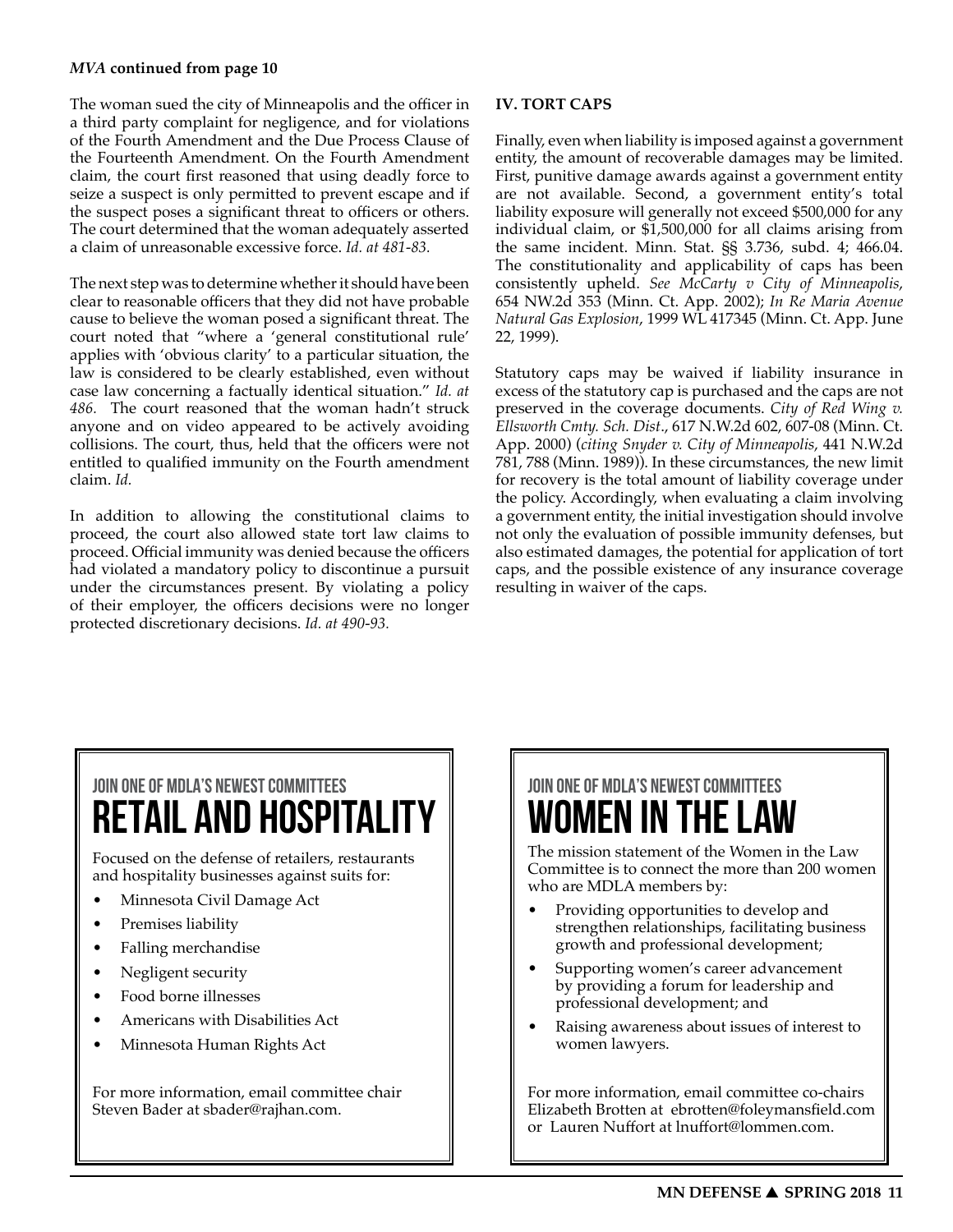*MVA* **continued from page 10**

The woman sued the city of Minneapolis and the officer in a third party complaint for negligence, and for violations of the Fourth Amendment and the Due Process Clause of the Fourteenth Amendment. On the Fourth Amendment claim, the court first reasoned that using deadly force to seize a suspect is only permitted to prevent escape and if the suspect poses a significant threat to officers or others. The court determined that the woman adequately asserted a claim of unreasonable excessive force. *Id. at 481-83.*

The next step was to determine whether it should have been clear to reasonable officers that they did not have probable cause to believe the woman posed a significant threat. The court noted that "where a 'general constitutional rule' applies with 'obvious clarity' to a particular situation, the law is considered to be clearly established, even without case law concerning a factually identical situation." *Id. at 486.* The court reasoned that the woman hadn't struck anyone and on video appeared to be actively avoiding collisions. The court, thus, held that the officers were not entitled to qualified immunity on the Fourth amendment claim. *Id.*

In addition to allowing the constitutional claims to proceed, the court also allowed state tort law claims to proceed. Official immunity was denied because the officers had violated a mandatory policy to discontinue a pursuit under the circumstances present. By violating a policy of their employer, the officers decisions were no longer protected discretionary decisions. *Id. at 490-93.*

**IV. TORT CAPS**

Finally, even when liability is imposed against a government entity, the amount of recoverable damages may be limited. First, punitive damage awards against a government entity are not available. Second, a government entity's total liability exposure will generally not exceed $500,000 for any individual claim, or $1,500,000 for all claims arising from the same incident. Minn. Stat. §§ 3.736, subd. 4; 466.04. The constitutionality and applicability of caps has been consistently upheld. *See McCarty v City of Minneapolis*, 654 NW.2d 353 (Minn. Ct. App. 2002); *In Re Maria Avenue Natural Gas Explosion*, 1999 WL 417345 (Minn. Ct. App. June 22, 1999).

Statutory caps may be waived if liability insurance in excess of the statutory cap is purchased and the caps are not preserved in the coverage documents. *City of Red Wing v. Ellsworth Cmty. Sch. Dist.*, 617 N.W.2d 602, 607-08 (Minn. Ct. App. 2000) (*citing Snyder v. City of Minneapolis*, 441 N.W.2d 781, 788 (Minn. 1989)). In these circumstances, the new limit for recovery is the total amount of liability coverage under the policy. Accordingly, when evaluating a claim involving a government entity, the initial investigation should involve not only the evaluation of possible immunity defenses, but also estimated damages, the potential for application of tort caps, and the possible existence of any insurance coverage resulting in waiver of the caps.

## JOIN ONE OF MDLA'S NEWEST COMMITTEES
# RETAIL AND HOSPITALITY

Focused on the defense of retailers, restaurants and hospitality businesses against suits for:

- Minnesota Civil Damage Act
- Premises liability
- Falling merchandise
- Negligent security
- Food borne illnesses
- Americans with Disabilities Act
- Minnesota Human Rights Act

For more information, email committee chair Steven Bader at sbader@rajhan.com.

## JOIN ONE OF MDLA'S NEWEST COMMITTEES
# WOMEN IN THE LAW

The mission statement of the Women in the Law Committee is to connect the more than 200 women who are MDLA members by:

- Providing opportunities to develop and strengthen relationships, facilitating business growth and professional development;
- Supporting women's career advancement by providing a forum for leadership and professional development; and
- Raising awareness about issues of interest to women lawyers.

For more information, email committee co-chairs Elizabeth Brotten at ebrotten@foleymansfield.com or Lauren Nuffort at lnuffort@lommen.com.